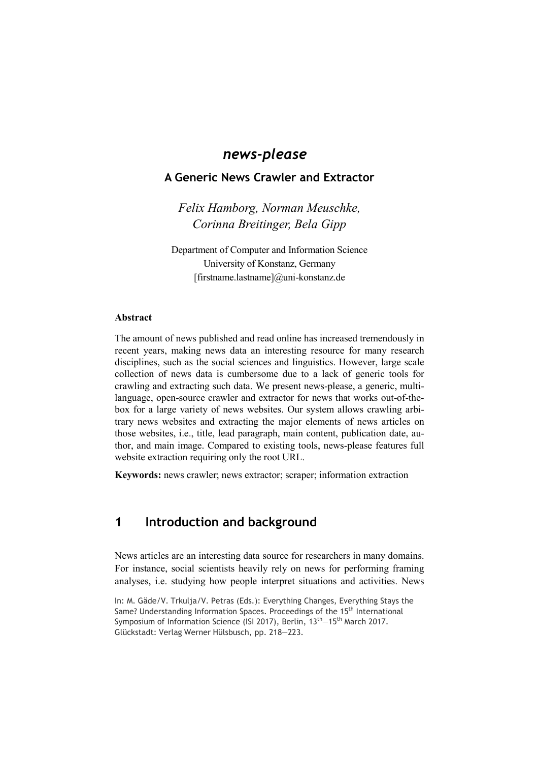# *news-please*

## A Generic News Crawler and Extractor

*Felix Hamborg, Norman Meuschke, Corinna Breitinger, Bela Gipp*

Department of Computer and Information Science
University of Konstanz, Germany
[firstname.lastname]@uni-konstanz.de

**Abstract**

The amount of news published and read online has increased tremendously in recent years, making news data an interesting resource for many research disciplines, such as the social sciences and linguistics. However, large scale collection of news data is cumbersome due to a lack of generic tools for crawling and extracting such data. We present news-please, a generic, multi-language, open-source crawler and extractor for news that works out-of-the-box for a large variety of news websites. Our system allows crawling arbitrary news websites and extracting the major elements of news articles on those websites, i.e., title, lead paragraph, main content, publication date, author, and main image. Compared to existing tools, news-please features full website extraction requiring only the root URL.

**Keywords:** news crawler; news extractor; scraper; information extraction

## 1 Introduction and background

News articles are an interesting data source for researchers in many domains. For instance, social scientists heavily rely on news for performing framing analyses, i.e. studying how people interpret situations and activities. News

In: M. Gäde/V. Trkulja/V. Petras (Eds.): Everything Changes, Everything Stays the Same? Understanding Information Spaces. Proceedings of the 15th International Symposium of Information Science (ISI 2017), Berlin, 13th—15th March 2017. Glückstadt: Verlag Werner Hülsbusch, pp. 218—223.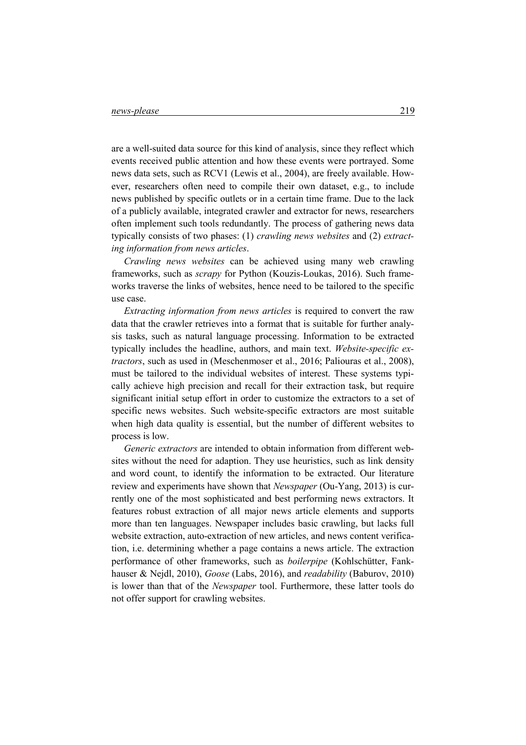are a well-suited data source for this kind of analysis, since they reflect which events received public attention and how these events were portrayed. Some news data sets, such as RCV1 (Lewis et al., 2004), are freely available. However, researchers often need to compile their own dataset, e.g., to include news published by specific outlets or in a certain time frame. Due to the lack of a publicly available, integrated crawler and extractor for news, researchers often implement such tools redundantly. The process of gathering news data typically consists of two phases: (1) *crawling news websites* and (2) *extracting information from news articles*.

*Crawling news websites* can be achieved using many web crawling frameworks, such as *scrapy* for Python (Kouzis-Loukas, 2016). Such frameworks traverse the links of websites, hence need to be tailored to the specific use case.

*Extracting information from news articles* is required to convert the raw data that the crawler retrieves into a format that is suitable for further analysis tasks, such as natural language processing. Information to be extracted typically includes the headline, authors, and main text. *Website-specific extractors*, such as used in (Meschenmoser et al., 2016; Paliouras et al., 2008), must be tailored to the individual websites of interest. These systems typically achieve high precision and recall for their extraction task, but require significant initial setup effort in order to customize the extractors to a set of specific news websites. Such website-specific extractors are most suitable when high data quality is essential, but the number of different websites to process is low.

*Generic extractors* are intended to obtain information from different websites without the need for adaption. They use heuristics, such as link density and word count, to identify the information to be extracted. Our literature review and experiments have shown that *Newspaper* (Ou-Yang, 2013) is currently one of the most sophisticated and best performing news extractors. It features robust extraction of all major news article elements and supports more than ten languages. Newspaper includes basic crawling, but lacks full website extraction, auto-extraction of new articles, and news content verification, i.e. determining whether a page contains a news article. The extraction performance of other frameworks, such as *boilerpipe* (Kohlschütter, Fankhauser & Nejdl, 2010), *Goose* (Labs, 2016), and *readability* (Baburov, 2010) is lower than that of the *Newspaper* tool. Furthermore, these latter tools do not offer support for crawling websites.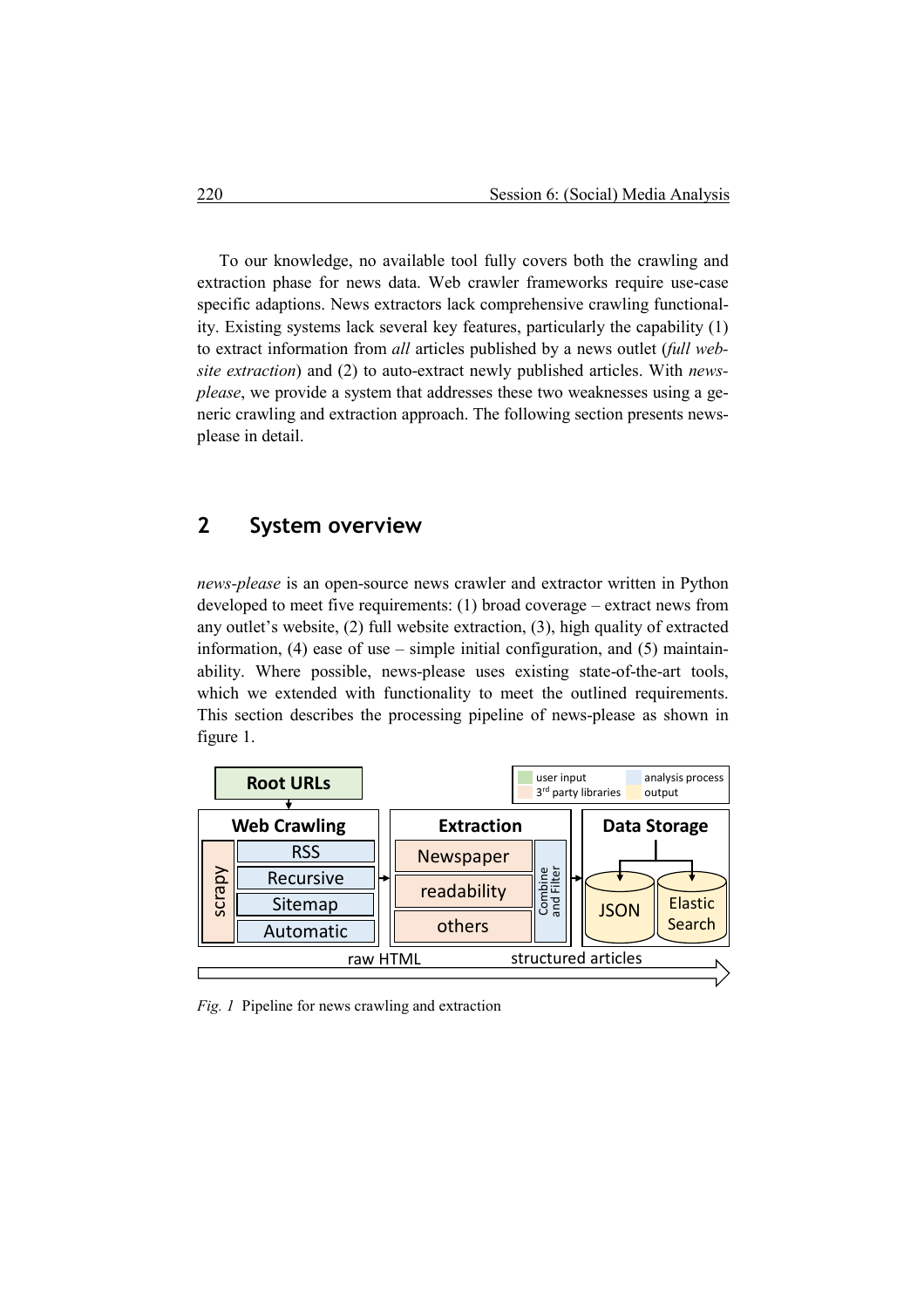To our knowledge, no available tool fully covers both the crawling and extraction phase for news data. Web crawler frameworks require use-case specific adaptions. News extractors lack comprehensive crawling functionality. Existing systems lack several key features, particularly the capability (1) to extract information from *all* articles published by a news outlet (*full website extraction*) and (2) to auto-extract newly published articles. With *news-please*, we provide a system that addresses these two weaknesses using a generic crawling and extraction approach. The following section presents news-please in detail.

## 2 System overview

*news-please* is an open-source news crawler and extractor written in Python developed to meet five requirements: (1) broad coverage – extract news from any outlet's website, (2) full website extraction, (3), high quality of extracted information, (4) ease of use – simple initial configuration, and (5) maintainability. Where possible, news-please uses existing state-of-the-art tools, which we extended with functionality to meet the outlined requirements. This section describes the processing pipeline of news-please as shown in figure 1.

*Fig. 1* Pipeline for news crawling and extraction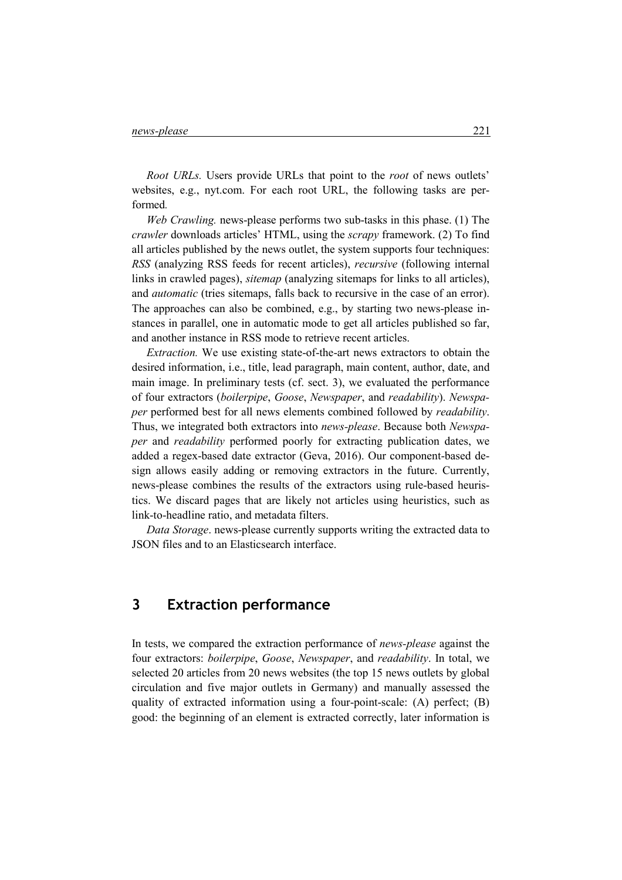*Root URLs.* Users provide URLs that point to the *root* of news outlets' websites, e.g., nyt.com. For each root URL, the following tasks are performed.

*Web Crawling.* news-please performs two sub-tasks in this phase. (1) The *crawler* downloads articles' HTML, using the *scrapy* framework. (2) To find all articles published by the news outlet, the system supports four techniques: *RSS* (analyzing RSS feeds for recent articles), *recursive* (following internal links in crawled pages), *sitemap* (analyzing sitemaps for links to all articles), and *automatic* (tries sitemaps, falls back to recursive in the case of an error). The approaches can also be combined, e.g., by starting two news-please instances in parallel, one in automatic mode to get all articles published so far, and another instance in RSS mode to retrieve recent articles.

*Extraction.* We use existing state-of-the-art news extractors to obtain the desired information, i.e., title, lead paragraph, main content, author, date, and main image. In preliminary tests (cf. sect. 3), we evaluated the performance of four extractors (*boilerpipe*, *Goose*, *Newspaper*, and *readability*). *Newspaper* performed best for all news elements combined followed by *readability*. Thus, we integrated both extractors into *news-please*. Because both *Newspaper* and *readability* performed poorly for extracting publication dates, we added a regex-based date extractor (Geva, 2016). Our component-based design allows easily adding or removing extractors in the future. Currently, news-please combines the results of the extractors using rule-based heuristics. We discard pages that are likely not articles using heuristics, such as link-to-headline ratio, and metadata filters.

*Data Storage*. news-please currently supports writing the extracted data to JSON files and to an Elasticsearch interface.

## 3 Extraction performance

In tests, we compared the extraction performance of *news-please* against the four extractors: *boilerpipe*, *Goose*, *Newspaper*, and *readability*. In total, we selected 20 articles from 20 news websites (the top 15 news outlets by global circulation and five major outlets in Germany) and manually assessed the quality of extracted information using a four-point-scale: (A) perfect; (B) good: the beginning of an element is extracted correctly, later information is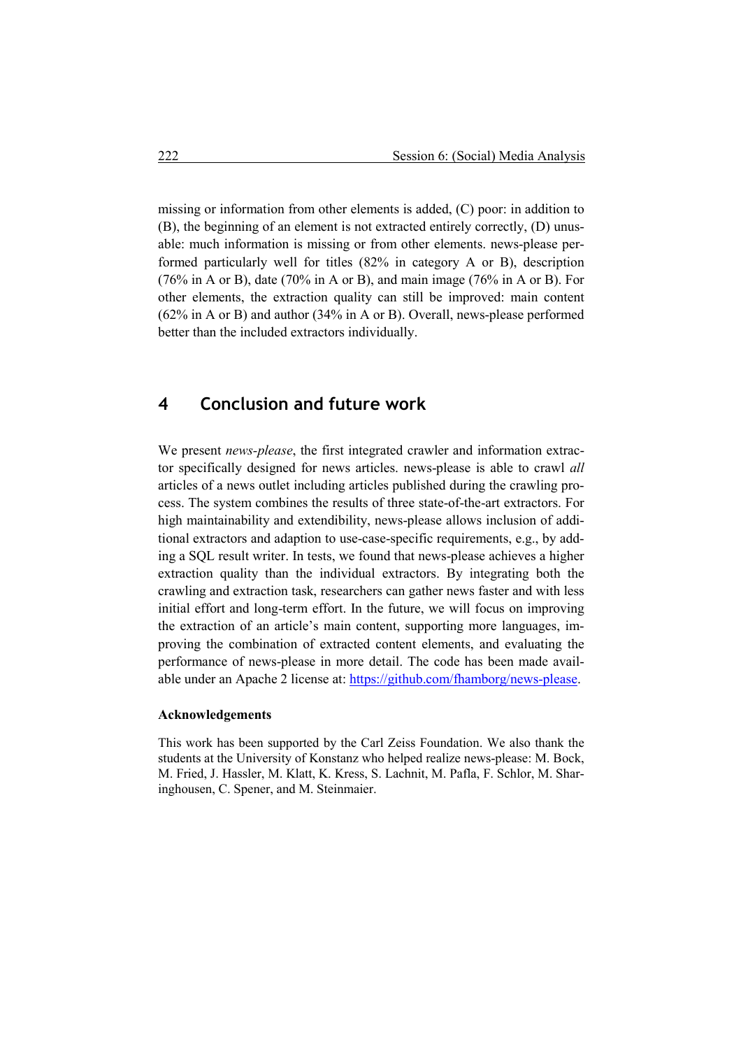missing or information from other elements is added, (C) poor: in addition to (B), the beginning of an element is not extracted entirely correctly, (D) unusable: much information is missing or from other elements. news-please performed particularly well for titles (82% in category A or B), description (76% in A or B), date (70% in A or B), and main image (76% in A or B). For other elements, the extraction quality can still be improved: main content (62% in A or B) and author (34% in A or B). Overall, news-please performed better than the included extractors individually.

## 4 Conclusion and future work

We present *news-please*, the first integrated crawler and information extractor specifically designed for news articles. news-please is able to crawl *all* articles of a news outlet including articles published during the crawling process. The system combines the results of three state-of-the-art extractors. For high maintainability and extendibility, news-please allows inclusion of additional extractors and adaption to use-case-specific requirements, e.g., by adding a SQL result writer. In tests, we found that news-please achieves a higher extraction quality than the individual extractors. By integrating both the crawling and extraction task, researchers can gather news faster and with less initial effort and long-term effort. In the future, we will focus on improving the extraction of an article's main content, supporting more languages, improving the combination of extracted content elements, and evaluating the performance of news-please in more detail. The code has been made available under an Apache 2 license at: https://github.com/fhamborg/news-please.

**Acknowledgements**

This work has been supported by the Carl Zeiss Foundation. We also thank the students at the University of Konstanz who helped realize news-please: M. Bock, M. Fried, J. Hassler, M. Klatt, K. Kress, S. Lachnit, M. Pafla, F. Schlor, M. Sharinghousen, C. Spener, and M. Steinmaier.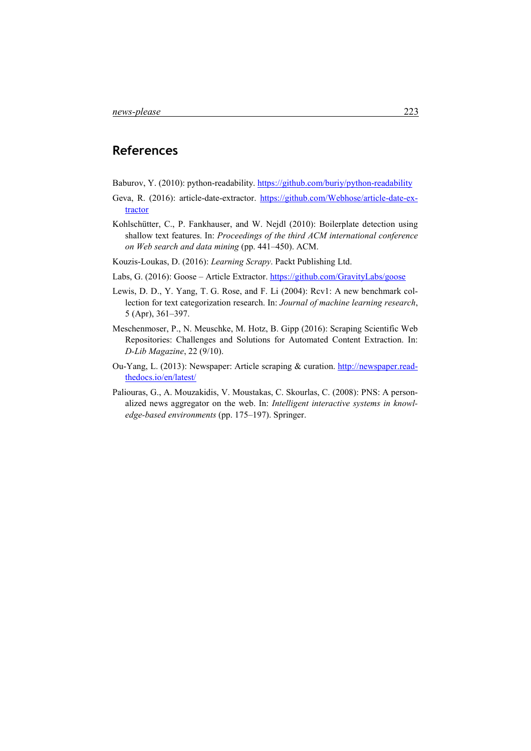## References

Baburov, Y. (2010): python-readability. https://github.com/buriy/python-readability

Geva, R. (2016): article-date-extractor. https://github.com/Webhose/article-date-extractor

Kohlschütter, C., P. Fankhauser, and W. Nejdl (2010): Boilerplate detection using shallow text features. In: *Proceedings of the third ACM international conference on Web search and data mining* (pp. 441–450). ACM.

Kouzis-Loukas, D. (2016): *Learning Scrapy*. Packt Publishing Ltd.

Labs, G. (2016): Goose – Article Extractor. https://github.com/GravityLabs/goose

Lewis, D. D., Y. Yang, T. G. Rose, and F. Li (2004): Rcv1: A new benchmark collection for text categorization research. In: *Journal of machine learning research*, 5 (Apr), 361–397.

Meschenmoser, P., N. Meuschke, M. Hotz, B. Gipp (2016): Scraping Scientific Web Repositories: Challenges and Solutions for Automated Content Extraction. In: *D-Lib Magazine*, 22 (9/10).

Ou-Yang, L. (2013): Newspaper: Article scraping & curation. http://newspaper.readthedocs.io/en/latest/

Paliouras, G., A. Mouzakidis, V. Moustakas, C. Skourlas, C. (2008): PNS: A personalized news aggregator on the web. In: *Intelligent interactive systems in knowledge-based environments* (pp. 175–197). Springer.